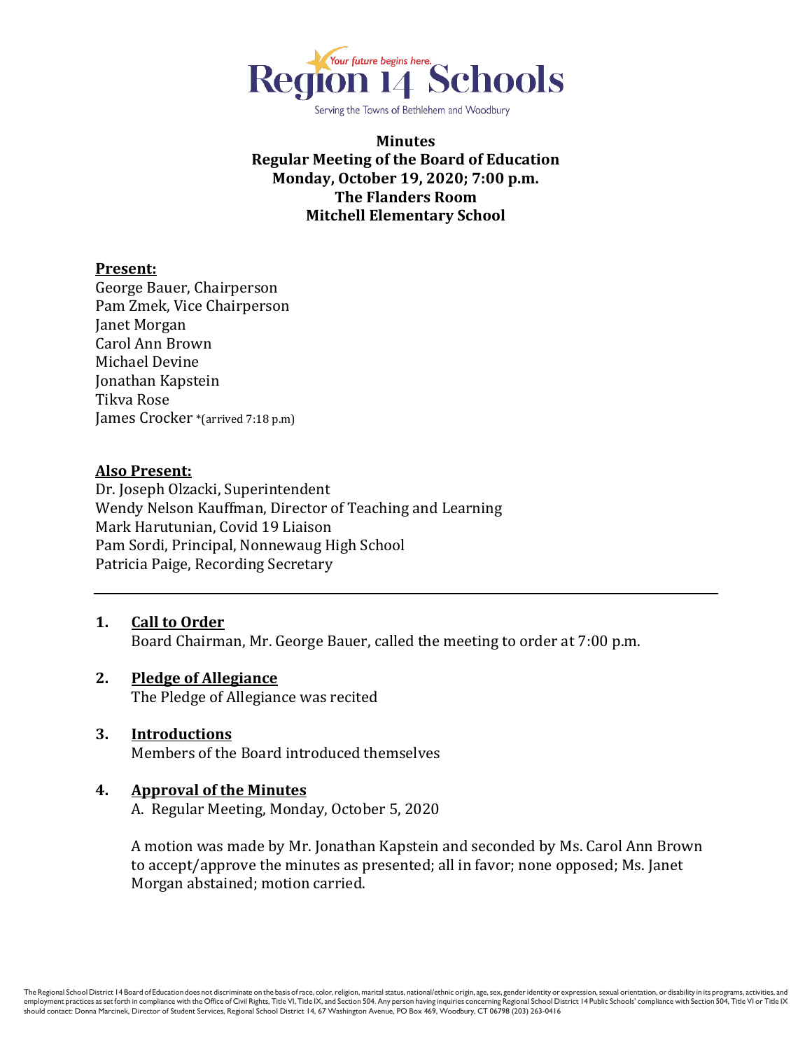Region 14 Schools

Your future begins here.

Serving the Towns of Bethlehem and Woodbury

**Minutes**
**Regular Meeting of the Board of Education**
**Monday, October 19, 2020; 7:00 p.m.**
**The Flanders Room**
**Mitchell Elementary School**

**Present:**
George Bauer, Chairperson
Pam Zmek, Vice Chairperson
Janet Morgan
Carol Ann Brown
Michael Devine
Jonathan Kapstein
Tikva Rose
James Crocker *(arrived 7:18 p.m)

**Also Present:**
Dr. Joseph Olzacki, Superintendent
Wendy Nelson Kauffman, Director of Teaching and Learning
Mark Harutunian, Covid 19 Liaison
Pam Sordi, Principal, Nonnewaug High School
Patricia Paige, Recording Secretary

---

1. **Call to Order**
   Board Chairman, Mr. George Bauer, called the meeting to order at 7:00 p.m.

2. **Pledge of Allegiance**
   The Pledge of Allegiance was recited

3. **Introductions**
   Members of the Board introduced themselves

4. **Approval of the Minutes**
   A. Regular Meeting, Monday, October 5, 2020

   A motion was made by Mr. Jonathan Kapstein and seconded by Ms. Carol Ann Brown to accept/approve the minutes as presented; all in favor; none opposed; Ms. Janet Morgan abstained; motion carried.

The Regional School District 14 Board of Education does not discriminate on the basis of race, color, religion, marital status, national/ethnic origin, age, sex, gender identity or expression, sexual orientation, or disability in its programs, activities, and employment practices as set forth in compliance with the Office of Civil Rights, Title VI, Title IX, and Section 504. Any person having inquiries concerning Regional School District 14 Public Schools' compliance with Section 504, Title VI or Title IX should contact: Donna Marcinek, Director of Student Services, Regional School District 14, 67 Washington Avenue, PO Box 469, Woodbury, CT 06798 (203) 263-0416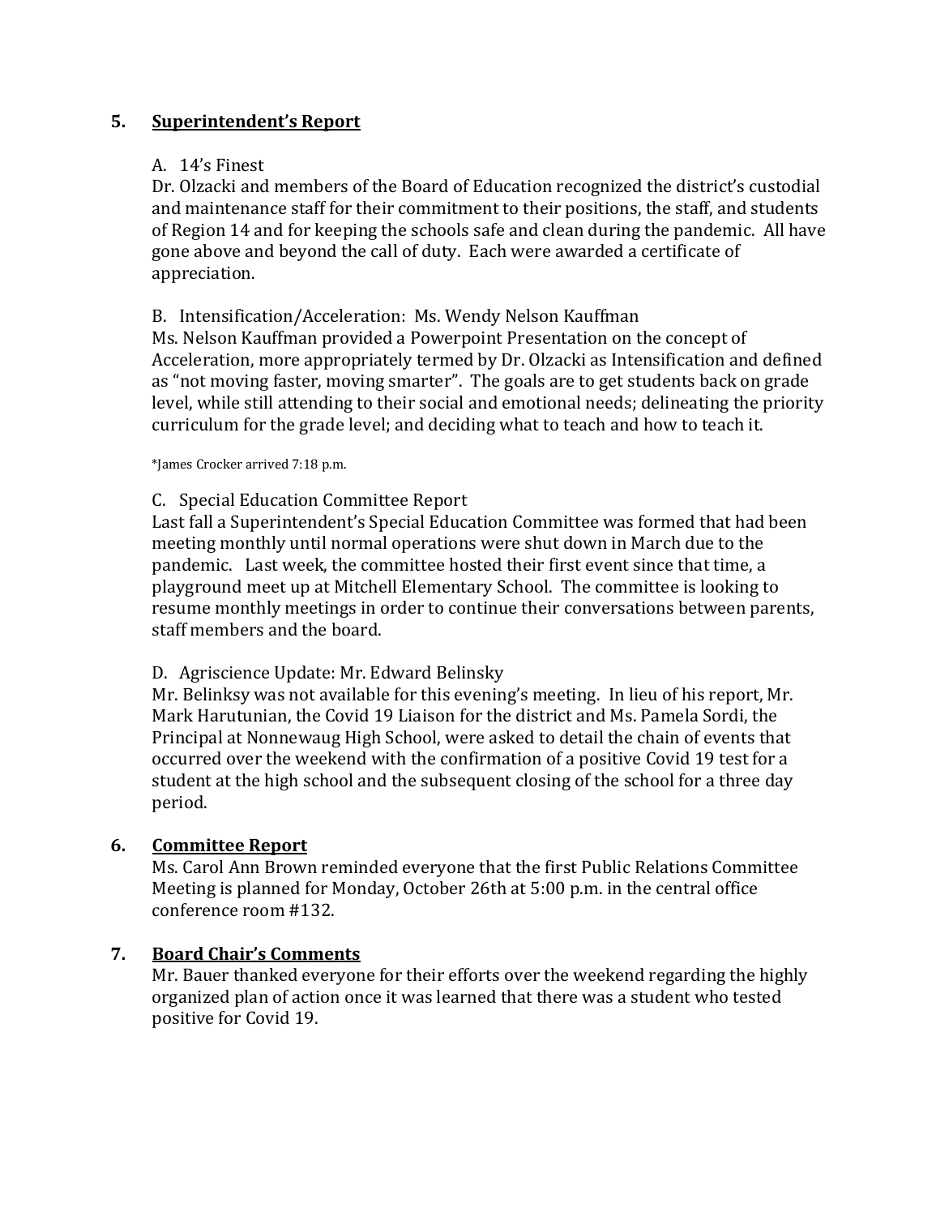## 5. Superintendent's Report

A. 14's Finest

Dr. Olzacki and members of the Board of Education recognized the district's custodial and maintenance staff for their commitment to their positions, the staff, and students of Region 14 and for keeping the schools safe and clean during the pandemic. All have gone above and beyond the call of duty. Each were awarded a certificate of appreciation.

B. Intensification/Acceleration: Ms. Wendy Nelson Kauffman

Ms. Nelson Kauffman provided a Powerpoint Presentation on the concept of Acceleration, more appropriately termed by Dr. Olzacki as Intensification and defined as "not moving faster, moving smarter". The goals are to get students back on grade level, while still attending to their social and emotional needs; delineating the priority curriculum for the grade level; and deciding what to teach and how to teach it.

*James Crocker arrived 7:18 p.m.

C. Special Education Committee Report

Last fall a Superintendent's Special Education Committee was formed that had been meeting monthly until normal operations were shut down in March due to the pandemic. Last week, the committee hosted their first event since that time, a playground meet up at Mitchell Elementary School. The committee is looking to resume monthly meetings in order to continue their conversations between parents, staff members and the board.

D. Agriscience Update: Mr. Edward Belinsky

Mr. Belinksy was not available for this evening's meeting. In lieu of his report, Mr. Mark Harutunian, the Covid 19 Liaison for the district and Ms. Pamela Sordi, the Principal at Nonnewaug High School, were asked to detail the chain of events that occurred over the weekend with the confirmation of a positive Covid 19 test for a student at the high school and the subsequent closing of the school for a three day period.

## 6. Committee Report

Ms. Carol Ann Brown reminded everyone that the first Public Relations Committee Meeting is planned for Monday, October 26th at 5:00 p.m. in the central office conference room #132.

## 7. Board Chair's Comments

Mr. Bauer thanked everyone for their efforts over the weekend regarding the highly organized plan of action once it was learned that there was a student who tested positive for Covid 19.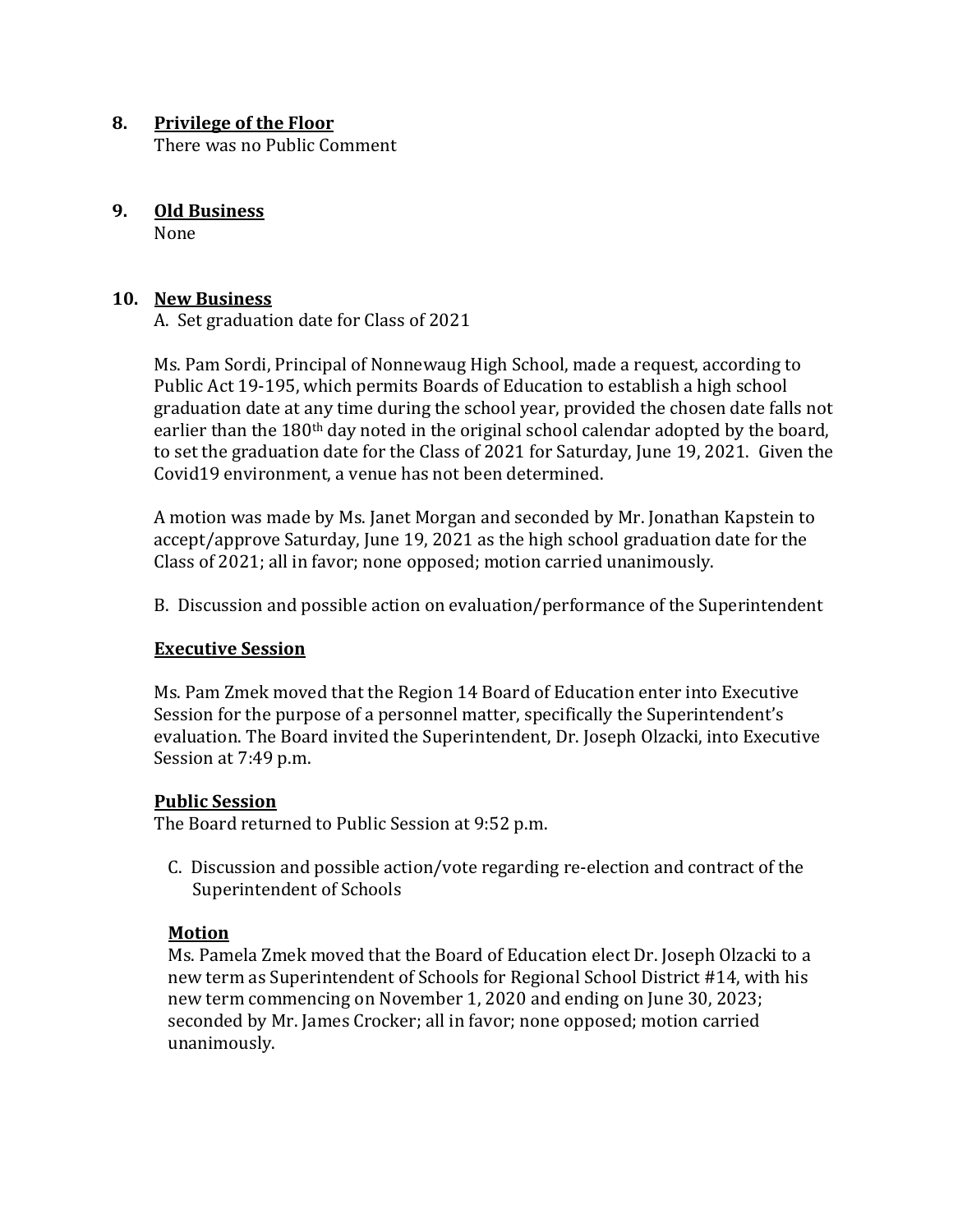## 8. Privilege of the Floor

There was no Public Comment

## 9. Old Business

None

## 10. New Business

A. Set graduation date for Class of 2021

Ms. Pam Sordi, Principal of Nonnewaug High School, made a request, according to Public Act 19-195, which permits Boards of Education to establish a high school graduation date at any time during the school year, provided the chosen date falls not earlier than the 180th day noted in the original school calendar adopted by the board, to set the graduation date for the Class of 2021 for Saturday, June 19, 2021. Given the Covid19 environment, a venue has not been determined.

A motion was made by Ms. Janet Morgan and seconded by Mr. Jonathan Kapstein to accept/approve Saturday, June 19, 2021 as the high school graduation date for the Class of 2021; all in favor; none opposed; motion carried unanimously.

B. Discussion and possible action on evaluation/performance of the Superintendent

**Executive Session**

Ms. Pam Zmek moved that the Region 14 Board of Education enter into Executive Session for the purpose of a personnel matter, specifically the Superintendent's evaluation. The Board invited the Superintendent, Dr. Joseph Olzacki, into Executive Session at 7:49 p.m.

**Public Session**

The Board returned to Public Session at 9:52 p.m.

C. Discussion and possible action/vote regarding re-election and contract of the Superintendent of Schools

**Motion**

Ms. Pamela Zmek moved that the Board of Education elect Dr. Joseph Olzacki to a new term as Superintendent of Schools for Regional School District #14, with his new term commencing on November 1, 2020 and ending on June 30, 2023; seconded by Mr. James Crocker; all in favor; none opposed; motion carried unanimously.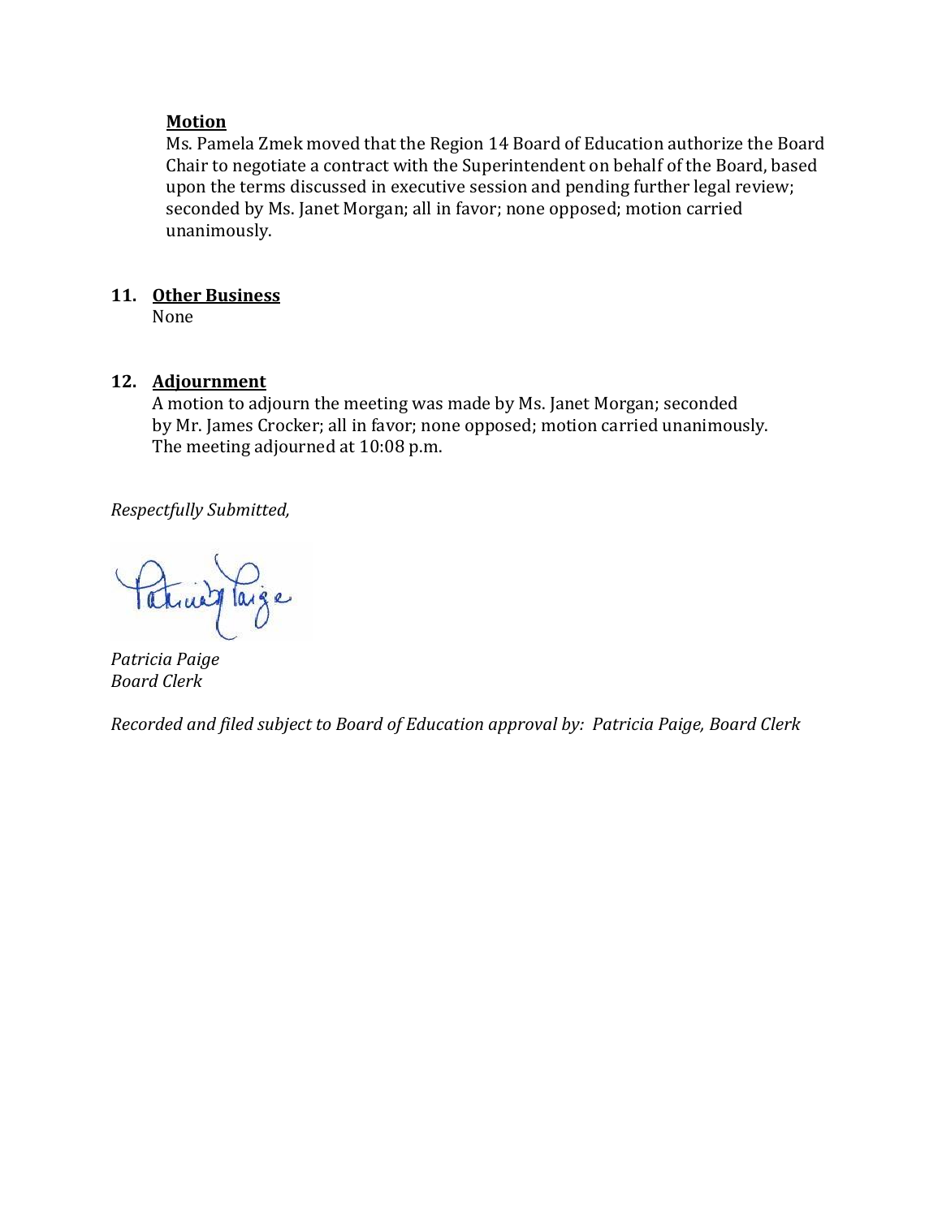**Motion**

Ms. Pamela Zmek moved that the Region 14 Board of Education authorize the Board Chair to negotiate a contract with the Superintendent on behalf of the Board, based upon the terms discussed in executive session and pending further legal review; seconded by Ms. Janet Morgan; all in favor; none opposed; motion carried unanimously.

**11. Other Business**

None

**12. Adjournment**

A motion to adjourn the meeting was made by Ms. Janet Morgan; seconded by Mr. James Crocker; all in favor; none opposed; motion carried unanimously. The meeting adjourned at 10:08 p.m.

*Respectfully Submitted,*

*Patricia Paige*
*Board Clerk*

*Recorded and filed subject to Board of Education approval by: Patricia Paige, Board Clerk*